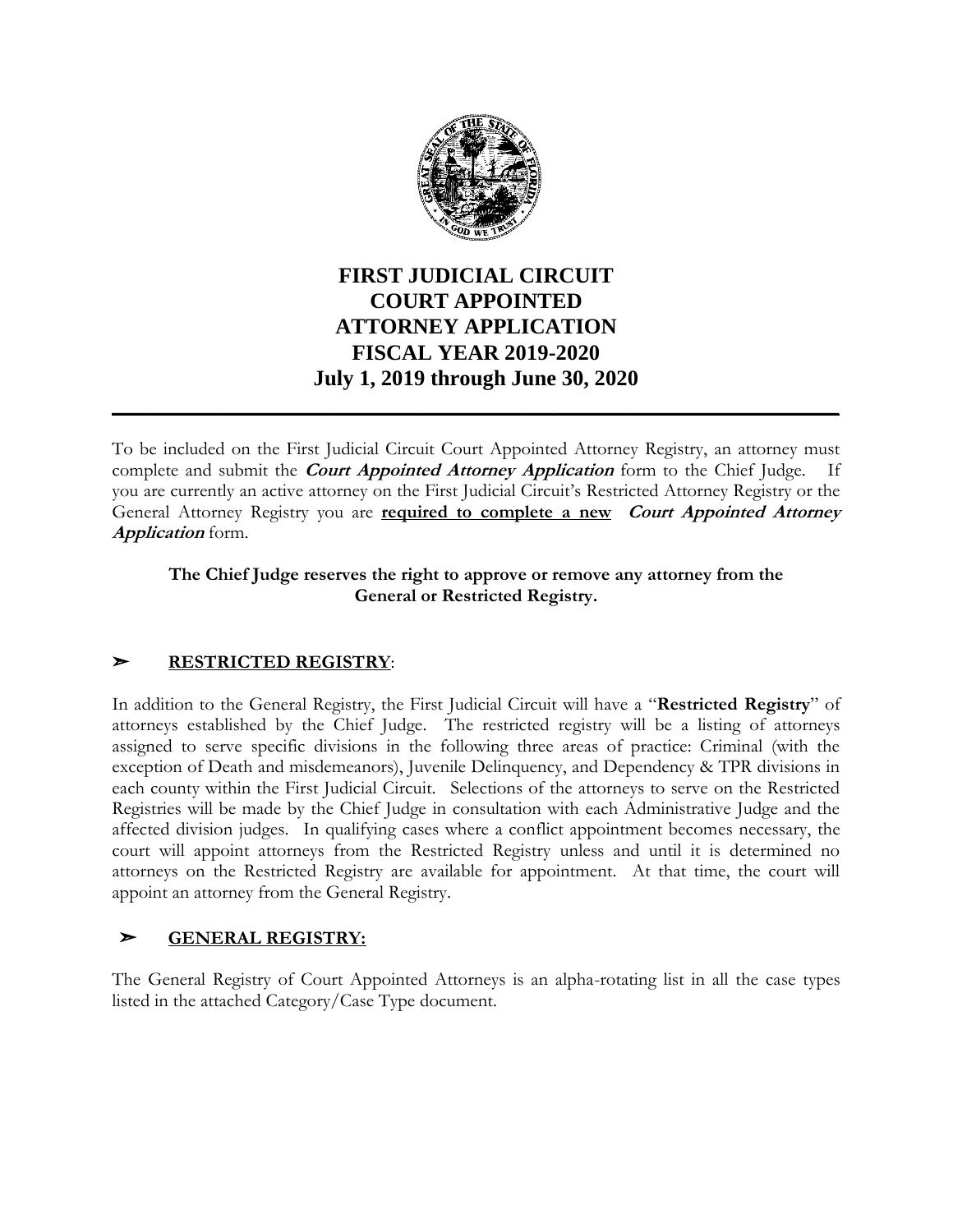# FIRST JUDICIAL CIRCUIT COURT APPOINTED ATTORNEY APPLICATION FISCAL YEAR 2019-2020 July 1, 2019 through June 30, 2020

---

To be included on the First Judicial Circuit Court Appointed Attorney Registry, an attorney must complete and submit the ***Court Appointed Attorney Application*** form to the Chief Judge. If you are currently an active attorney on the First Judicial Circuit's Restricted Attorney Registry or the General Attorney Registry you are **required to complete a new** ***Court Appointed Attorney Application*** form.

**The Chief Judge reserves the right to approve or remove any attorney from the General or Restricted Registry.**

## ➢ RESTRICTED REGISTRY:

In addition to the General Registry, the First Judicial Circuit will have a "**Restricted Registry**" of attorneys established by the Chief Judge. The restricted registry will be a listing of attorneys assigned to serve specific divisions in the following three areas of practice: Criminal (with the exception of Death and misdemeanors), Juvenile Delinquency, and Dependency & TPR divisions in each county within the First Judicial Circuit. Selections of the attorneys to serve on the Restricted Registries will be made by the Chief Judge in consultation with each Administrative Judge and the affected division judges. In qualifying cases where a conflict appointment becomes necessary, the court will appoint attorneys from the Restricted Registry unless and until it is determined no attorneys on the Restricted Registry are available for appointment. At that time, the court will appoint an attorney from the General Registry.

## ➢ GENERAL REGISTRY:

The General Registry of Court Appointed Attorneys is an alpha-rotating list in all the case types listed in the attached Category/Case Type document.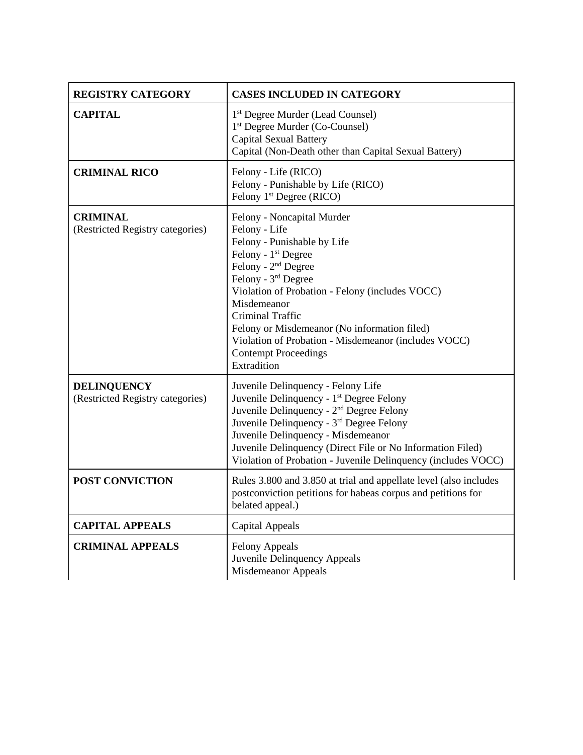| REGISTRY CATEGORY | CASES INCLUDED IN CATEGORY |
|---|---|
| **CAPITAL** | 1st Degree Murder (Lead Counsel)<br>1st Degree Murder (Co-Counsel)<br>Capital Sexual Battery<br>Capital (Non-Death other than Capital Sexual Battery) |
| **CRIMINAL RICO** | Felony - Life (RICO)<br>Felony - Punishable by Life (RICO)<br>Felony 1st Degree (RICO) |
| **CRIMINAL**<br>(Restricted Registry categories) | Felony - Noncapital Murder<br>Felony - Life<br>Felony - Punishable by Life<br>Felony - 1st Degree<br>Felony - 2nd Degree<br>Felony - 3rd Degree<br>Violation of Probation - Felony (includes VOCC)<br>Misdemeanor<br>Criminal Traffic<br>Felony or Misdemeanor (No information filed)<br>Violation of Probation - Misdemeanor (includes VOCC)<br>Contempt Proceedings<br>Extradition |
| **DELINQUENCY**<br>(Restricted Registry categories) | Juvenile Delinquency - Felony Life<br>Juvenile Delinquency - 1st Degree Felony<br>Juvenile Delinquency - 2nd Degree Felony<br>Juvenile Delinquency - 3rd Degree Felony<br>Juvenile Delinquency - Misdemeanor<br>Juvenile Delinquency (Direct File or No Information Filed)<br>Violation of Probation - Juvenile Delinquency (includes VOCC) |
| **POST CONVICTION** | Rules 3.800 and 3.850 at trial and appellate level (also includes postconviction petitions for habeas corpus and petitions for belated appeal.) |
| **CAPITAL APPEALS** | Capital Appeals |
| **CRIMINAL APPEALS** | Felony Appeals<br>Juvenile Delinquency Appeals<br>Misdemeanor Appeals |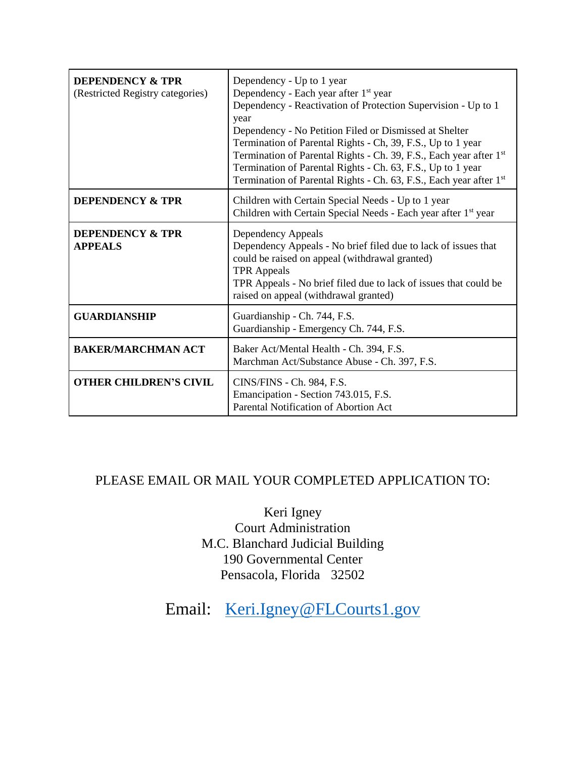| | |
|---|---|
| **DEPENDENCY & TPR** (Restricted Registry categories) | Dependency - Up to 1 year<br>Dependency - Each year after 1st year<br>Dependency - Reactivation of Protection Supervision - Up to 1 year<br>Dependency - No Petition Filed or Dismissed at Shelter<br>Termination of Parental Rights - Ch, 39, F.S., Up to 1 year<br>Termination of Parental Rights - Ch. 39, F.S., Each year after 1st<br>Termination of Parental Rights - Ch. 63, F.S., Up to 1 year<br>Termination of Parental Rights - Ch. 63, F.S., Each year after 1st |
| **DEPENDENCY & TPR** | Children with Certain Special Needs - Up to 1 year<br>Children with Certain Special Needs - Each year after 1st year |
| **DEPENDENCY & TPR APPEALS** | Dependency Appeals<br>Dependency Appeals - No brief filed due to lack of issues that could be raised on appeal (withdrawal granted)<br>TPR Appeals<br>TPR Appeals - No brief filed due to lack of issues that could be raised on appeal (withdrawal granted) |
| **GUARDIANSHIP** | Guardianship - Ch. 744, F.S.<br>Guardianship - Emergency Ch. 744, F.S. |
| **BAKER/MARCHMAN ACT** | Baker Act/Mental Health - Ch. 394, F.S.<br>Marchman Act/Substance Abuse - Ch. 397, F.S. |
| **OTHER CHILDREN'S CIVIL** | CINS/FINS - Ch. 984, F.S.<br>Emancipation - Section 743.015, F.S.<br>Parental Notification of Abortion Act |

PLEASE EMAIL OR MAIL YOUR COMPLETED APPLICATION TO:

Keri Igney
Court Administration
M.C. Blanchard Judicial Building
190 Governmental Center
Pensacola, Florida 32502

Email: Keri.Igney@FLCourts1.gov